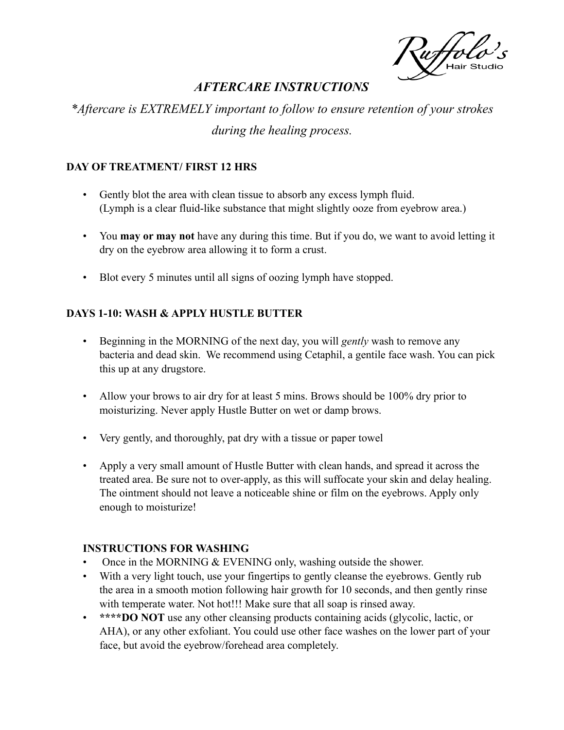Ruffolo's Hair Studio

# *AFTERCARE INSTRUCTIONS*

*\*Aftercare is EXTREMELY important to follow to ensure retention of your strokes during the healing process.*

**DAY OF TREATMENT/ FIRST 12 HRS**

- Gently blot the area with clean tissue to absorb any excess lymph fluid. (Lymph is a clear fluid-like substance that might slightly ooze from eyebrow area.)

- You **may or may not** have any during this time. But if you do, we want to avoid letting it dry on the eyebrow area allowing it to form a crust.

- Blot every 5 minutes until all signs of oozing lymph have stopped.

**DAYS 1-10: WASH & APPLY HUSTLE BUTTER**

- Beginning in the MORNING of the next day, you will *gently* wash to remove any bacteria and dead skin. We recommend using Cetaphil, a gentile face wash. You can pick this up at any drugstore.

- Allow your brows to air dry for at least 5 mins. Brows should be 100% dry prior to moisturizing. Never apply Hustle Butter on wet or damp brows.

- Very gently, and thoroughly, pat dry with a tissue or paper towel

- Apply a very small amount of Hustle Butter with clean hands, and spread it across the treated area. Be sure not to over-apply, as this will suffocate your skin and delay healing. The ointment should not leave a noticeable shine or film on the eyebrows. Apply only enough to moisturize!

**INSTRUCTIONS FOR WASHING**

- Once in the MORNING & EVENING only, washing outside the shower.
- With a very light touch, use your fingertips to gently cleanse the eyebrows. Gently rub the area in a smooth motion following hair growth for 10 seconds, and then gently rinse with temperate water. Not hot!!! Make sure that all soap is rinsed away.
- ****DO NOT** use any other cleansing products containing acids (glycolic, lactic, or AHA), or any other exfoliant. You could use other face washes on the lower part of your face, but avoid the eyebrow/forehead area completely.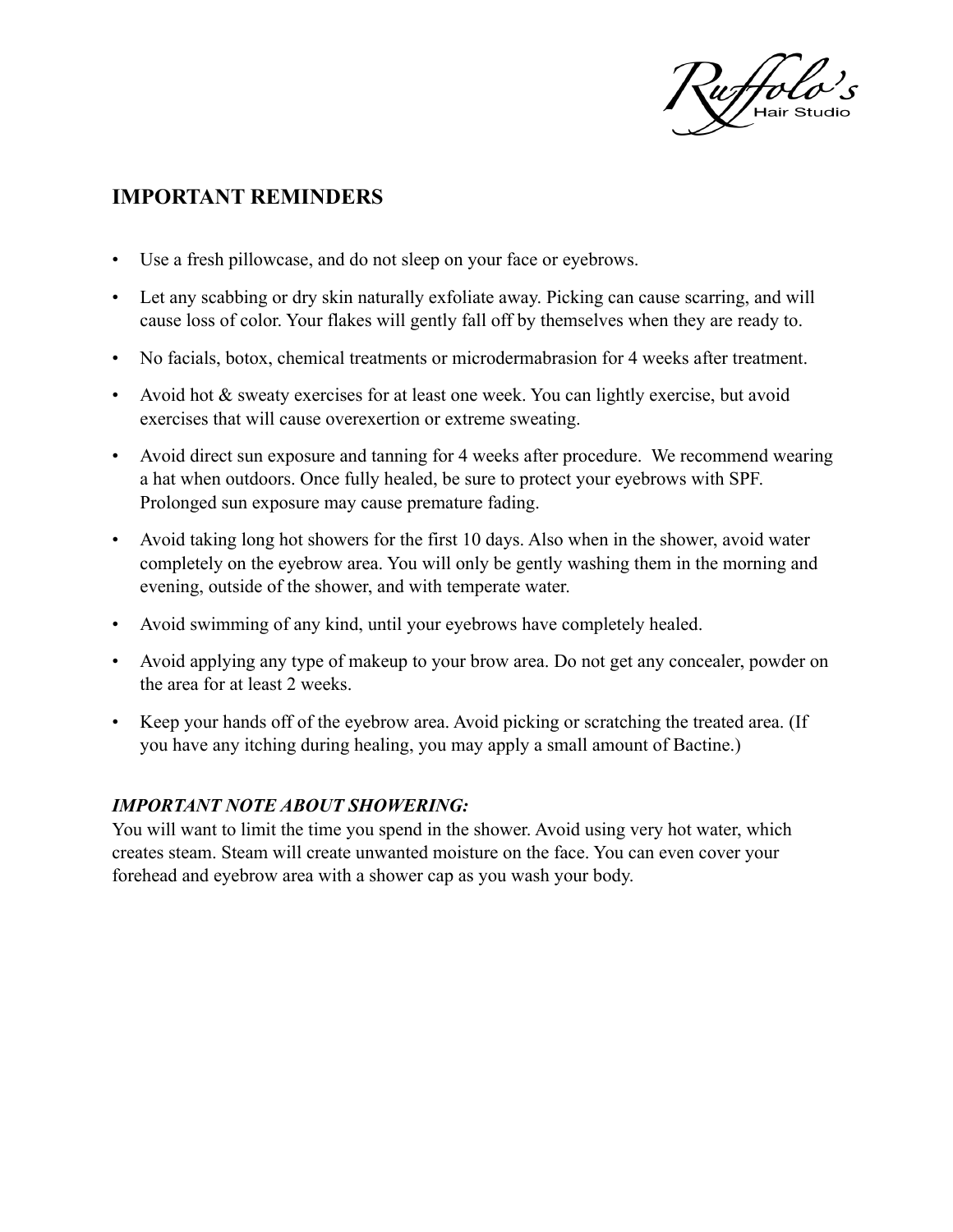## IMPORTANT REMINDERS

- Use a fresh pillowcase, and do not sleep on your face or eyebrows.
- Let any scabbing or dry skin naturally exfoliate away. Picking can cause scarring, and will cause loss of color. Your flakes will gently fall off by themselves when they are ready to.
- No facials, botox, chemical treatments or microdermabrasion for 4 weeks after treatment.
- Avoid hot & sweaty exercises for at least one week. You can lightly exercise, but avoid exercises that will cause overexertion or extreme sweating.
- Avoid direct sun exposure and tanning for 4 weeks after procedure. We recommend wearing a hat when outdoors. Once fully healed, be sure to protect your eyebrows with SPF. Prolonged sun exposure may cause premature fading.
- Avoid taking long hot showers for the first 10 days. Also when in the shower, avoid water completely on the eyebrow area. You will only be gently washing them in the morning and evening, outside of the shower, and with temperate water.
- Avoid swimming of any kind, until your eyebrows have completely healed.
- Avoid applying any type of makeup to your brow area. Do not get any concealer, powder on the area for at least 2 weeks.
- Keep your hands off of the eyebrow area. Avoid picking or scratching the treated area. (If you have any itching during healing, you may apply a small amount of Bactine.)

***IMPORTANT NOTE ABOUT SHOWERING:***

You will want to limit the time you spend in the shower. Avoid using very hot water, which creates steam. Steam will create unwanted moisture on the face. You can even cover your forehead and eyebrow area with a shower cap as you wash your body.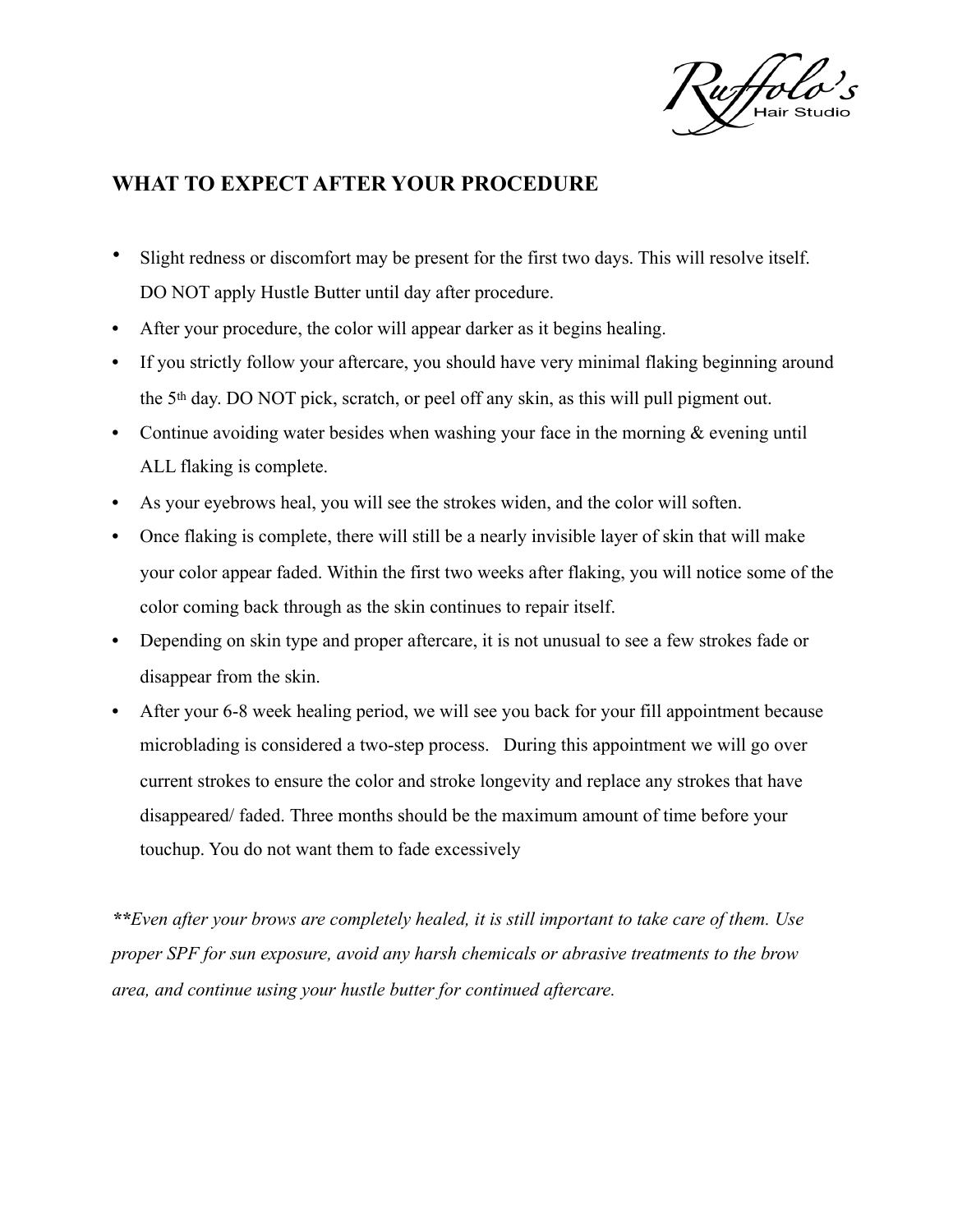Ruffolo's Hair Studio

## WHAT TO EXPECT AFTER YOUR PROCEDURE

- Slight redness or discomfort may be present for the first two days. This will resolve itself. DO NOT apply Hustle Butter until day after procedure.
- After your procedure, the color will appear darker as it begins healing.
- If you strictly follow your aftercare, you should have very minimal flaking beginning around the 5th day. DO NOT pick, scratch, or peel off any skin, as this will pull pigment out.
- Continue avoiding water besides when washing your face in the morning & evening until ALL flaking is complete.
- As your eyebrows heal, you will see the strokes widen, and the color will soften.
- Once flaking is complete, there will still be a nearly invisible layer of skin that will make your color appear faded. Within the first two weeks after flaking, you will notice some of the color coming back through as the skin continues to repair itself.
- Depending on skin type and proper aftercare, it is not unusual to see a few strokes fade or disappear from the skin.
- After your 6-8 week healing period, we will see you back for your fill appointment because microblading is considered a two-step process. During this appointment we will go over current strokes to ensure the color and stroke longevity and replace any strokes that have disappeared/ faded. Three months should be the maximum amount of time before your touchup. You do not want them to fade excessively

***\*Even after your brows are completely healed, it is still important to take care of them. Use proper SPF for sun exposure, avoid any harsh chemicals or abrasive treatments to the brow area, and continue using your hustle butter for continued aftercare.***